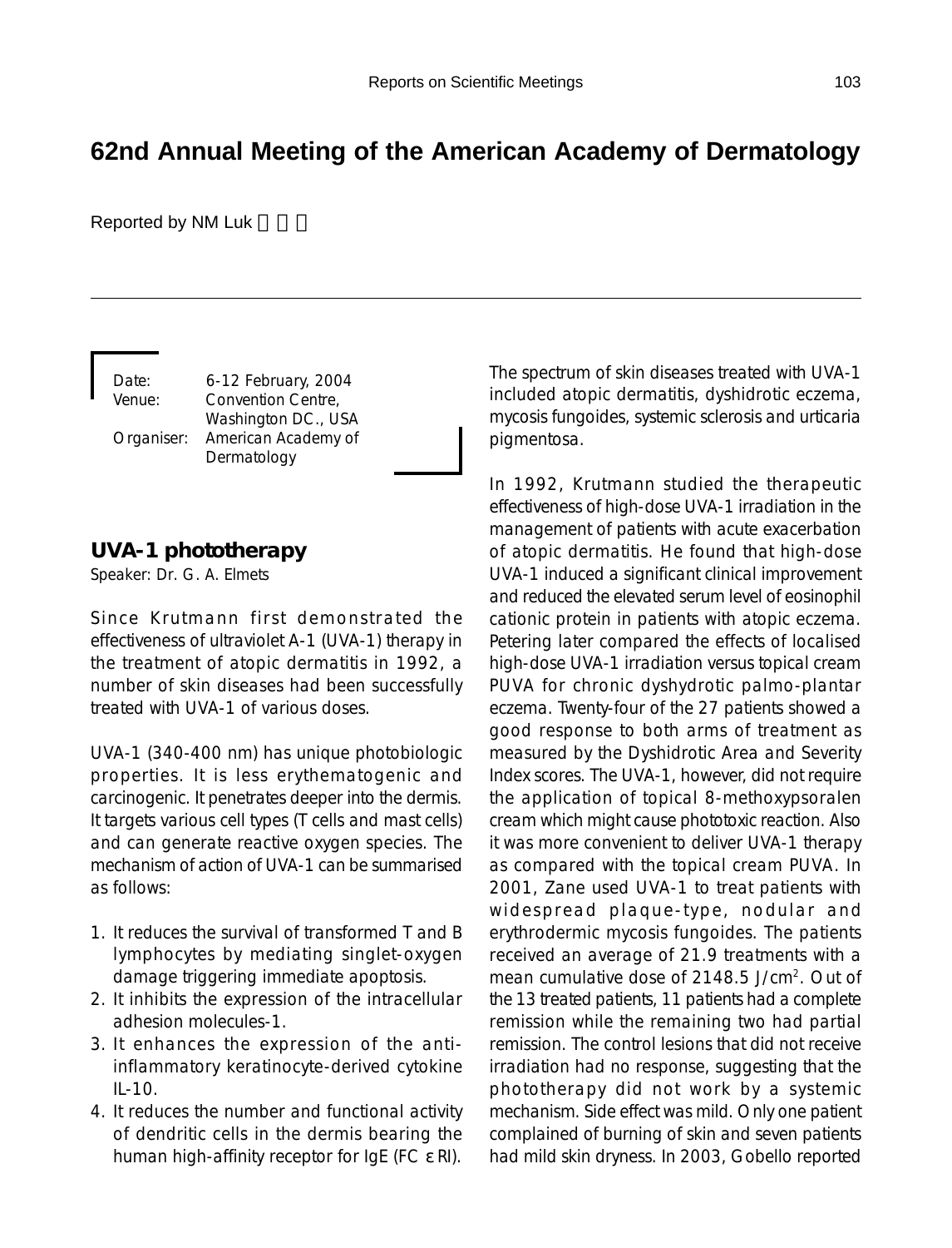# 62nd Annual Meeting of the American Academy of Dermatology

Reported by NM Luk

Date: 6-12 February, 2004
Venue: Convention Centre, Washington DC., USA
Organiser: American Academy of Dermatology

## UVA-1 phototherapy

Speaker: Dr. G. A. Elmets

Since Krutmann first demonstrated the effectiveness of ultraviolet A-1 (UVA-1) therapy in the treatment of atopic dermatitis in 1992, a number of skin diseases had been successfully treated with UVA-1 of various doses.

UVA-1 (340-400 nm) has unique photobiologic properties. It is less erythematogenic and carcinogenic. It penetrates deeper into the dermis. It targets various cell types (T cells and mast cells) and can generate reactive oxygen species. The mechanism of action of UVA-1 can be summarised as follows:

1. It reduces the survival of transformed T and B lymphocytes by mediating singlet-oxygen damage triggering immediate apoptosis.
2. It inhibits the expression of the intracellular adhesion molecules-1.
3. It enhances the expression of the anti-inflammatory keratinocyte-derived cytokine IL-10.
4. It reduces the number and functional activity of dendritic cells in the dermis bearing the human high-affinity receptor for IgE (FC $\varepsilon$RI).

The spectrum of skin diseases treated with UVA-1 included atopic dermatitis, dyshidrotic eczema, mycosis fungoides, systemic sclerosis and urticaria pigmentosa.

In 1992, Krutmann studied the therapeutic effectiveness of high-dose UVA-1 irradiation in the management of patients with acute exacerbation of atopic dermatitis. He found that high-dose UVA-1 induced a significant clinical improvement and reduced the elevated serum level of eosinophil cationic protein in patients with atopic eczema. Petering later compared the effects of localised high-dose UVA-1 irradiation versus topical cream PUVA for chronic dyshydrotic palmo-plantar eczema. Twenty-four of the 27 patients showed a good response to both arms of treatment as measured by the Dyshidrotic Area and Severity Index scores. The UVA-1, however, did not require the application of topical 8-methoxypsoralen cream which might cause phototoxic reaction. Also it was more convenient to deliver UVA-1 therapy as compared with the topical cream PUVA. In 2001, Zane used UVA-1 to treat patients with widespread plaque-type, nodular and erythrodermic mycosis fungoides. The patients received an average of 21.9 treatments with a mean cumulative dose of 2148.5 J/cm$^2$. Out of the 13 treated patients, 11 patients had a complete remission while the remaining two had partial remission. The control lesions that did not receive irradiation had no response, suggesting that the phototherapy did not work by a systemic mechanism. Side effect was mild. Only one patient complained of burning of skin and seven patients had mild skin dryness. In 2003, Gobello reported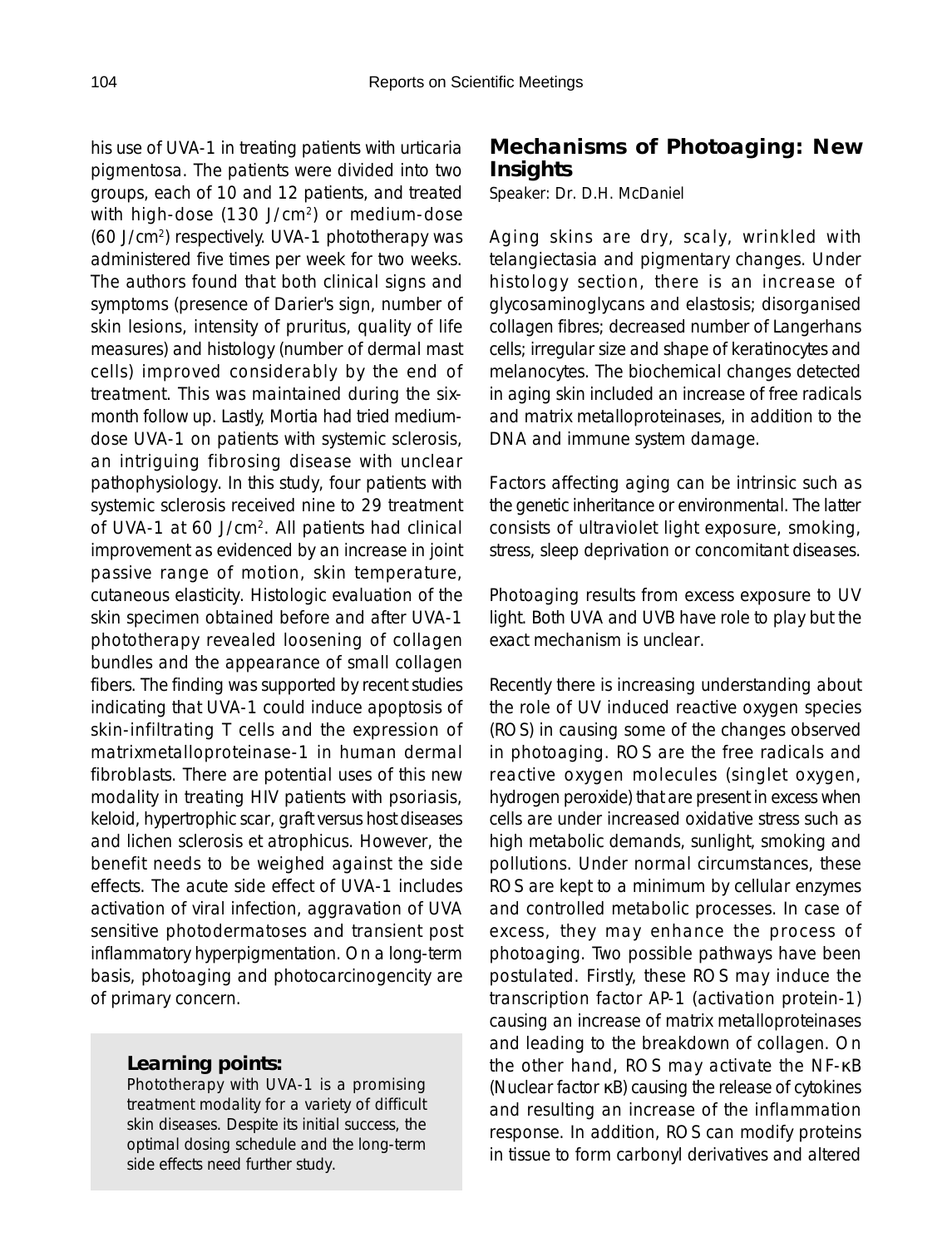his use of UVA-1 in treating patients with urticaria pigmentosa. The patients were divided into two groups, each of 10 and 12 patients, and treated with high-dose (130 J/cm$^2$) or medium-dose (60 J/cm$^2$) respectively. UVA-1 phototherapy was administered five times per week for two weeks. The authors found that both clinical signs and symptoms (presence of Darier's sign, number of skin lesions, intensity of pruritus, quality of life measures) and histology (number of dermal mast cells) improved considerably by the end of treatment. This was maintained during the six-month follow up. Lastly, Mortia had tried medium-dose UVA-1 on patients with systemic sclerosis, an intriguing fibrosing disease with unclear pathophysiology. In this study, four patients with systemic sclerosis received nine to 29 treatment of UVA-1 at 60 J/cm$^2$. All patients had clinical improvement as evidenced by an increase in joint passive range of motion, skin temperature, cutaneous elasticity. Histologic evaluation of the skin specimen obtained before and after UVA-1 phototherapy revealed loosening of collagen bundles and the appearance of small collagen fibers. The finding was supported by recent studies indicating that UVA-1 could induce apoptosis of skin-infiltrating T cells and the expression of matrixmetalloproteinase-1 in human dermal fibroblasts. There are potential uses of this new modality in treating HIV patients with psoriasis, keloid, hypertrophic scar, graft versus host diseases and lichen sclerosis et atrophicus. However, the benefit needs to be weighed against the side effects. The acute side effect of UVA-1 includes activation of viral infection, aggravation of UVA sensitive photodermatoses and transient post inflammatory hyperpigmentation. On a long-term basis, photoaging and photocarcinogencity are of primary concern.

**Learning points:**

Phototherapy with UVA-1 is a promising treatment modality for a variety of difficult skin diseases. Despite its initial success, the optimal dosing schedule and the long-term side effects need further study.

## Mechanisms of Photoaging: New Insights

Speaker: Dr. D.H. McDaniel

Aging skins are dry, scaly, wrinkled with telangiectasia and pigmentary changes. Under histology section, there is an increase of glycosaminoglycans and elastosis; disorganised collagen fibres; decreased number of Langerhans cells; irregular size and shape of keratinocytes and melanocytes. The biochemical changes detected in aging skin included an increase of free radicals and matrix metalloproteinases, in addition to the DNA and immune system damage.

Factors affecting aging can be intrinsic such as the genetic inheritance or environmental. The latter consists of ultraviolet light exposure, smoking, stress, sleep deprivation or concomitant diseases.

Photoaging results from excess exposure to UV light. Both UVA and UVB have role to play but the exact mechanism is unclear.

Recently there is increasing understanding about the role of UV induced reactive oxygen species (ROS) in causing some of the changes observed in photoaging. ROS are the free radicals and reactive oxygen molecules (singlet oxygen, hydrogen peroxide) that are present in excess when cells are under increased oxidative stress such as high metabolic demands, sunlight, smoking and pollutions. Under normal circumstances, these ROS are kept to a minimum by cellular enzymes and controlled metabolic processes. In case of excess, they may enhance the process of photoaging. Two possible pathways have been postulated. Firstly, these ROS may induce the transcription factor AP-1 (activation protein-1) causing an increase of matrix metalloproteinases and leading to the breakdown of collagen. On the other hand, ROS may activate the NF-κB (Nuclear factor κB) causing the release of cytokines and resulting an increase of the inflammation response. In addition, ROS can modify proteins in tissue to form carbonyl derivatives and altered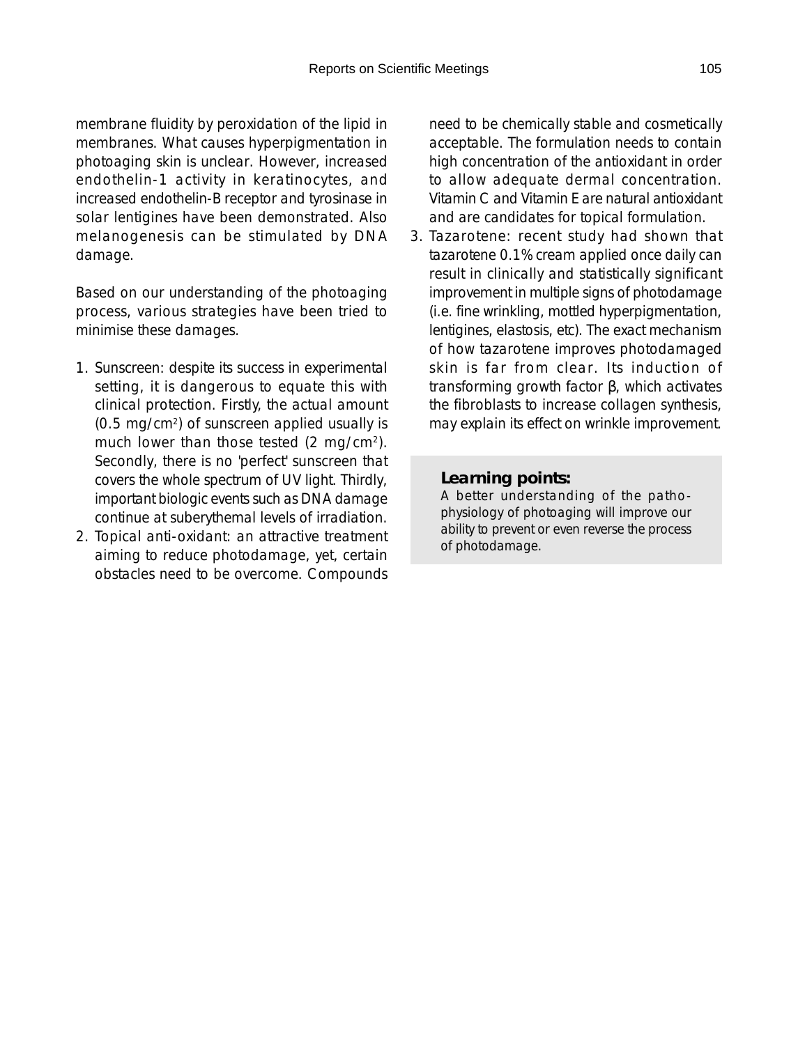membrane fluidity by peroxidation of the lipid in membranes. What causes hyperpigmentation in photoaging skin is unclear. However, increased endothelin-1 activity in keratinocytes, and increased endothelin-B receptor and tyrosinase in solar lentigines have been demonstrated. Also melanogenesis can be stimulated by DNA damage.

Based on our understanding of the photoaging process, various strategies have been tried to minimise these damages.

1. Sunscreen: despite its success in experimental setting, it is dangerous to equate this with clinical protection. Firstly, the actual amount (0.5 mg/cm$^2$) of sunscreen applied usually is much lower than those tested (2 mg/cm$^2$). Secondly, there is no 'perfect' sunscreen that covers the whole spectrum of UV light. Thirdly, important biologic events such as DNA damage continue at suberythemal levels of irradiation.
2. Topical anti-oxidant: an attractive treatment aiming to reduce photodamage, yet, certain obstacles need to be overcome. Compounds need to be chemically stable and cosmetically acceptable. The formulation needs to contain high concentration of the antioxidant in order to allow adequate dermal concentration. Vitamin C and Vitamin E are natural antioxidant and are candidates for topical formulation.
3. Tazarotene: recent study had shown that tazarotene 0.1% cream applied once daily can result in clinically and statistically significant improvement in multiple signs of photodamage (i.e. fine wrinkling, mottled hyperpigmentation, lentigines, elastosis, etc). The exact mechanism of how tazarotene improves photodamaged skin is far from clear. Its induction of transforming growth factor β, which activates the fibroblasts to increase collagen synthesis, may explain its effect on wrinkle improvement.

**Learning points:**

A better understanding of the pathophysiology of photoaging will improve our ability to prevent or even reverse the process of photodamage.